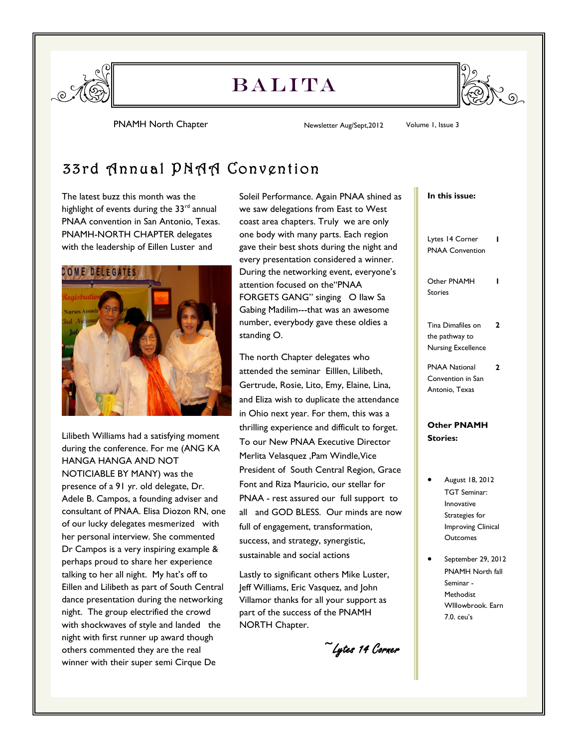# BALITA

PNAMH North Chapter    Newsletter Aug/Sept,2012    Volume 1, Issue 3

## 33rd Annual PNAA Convention

The latest buzz this month was the highlight of events during the 33rd annual PNAA convention in San Antonio, Texas. PNAMH-NORTH CHAPTER delegates with the leadership of Eillen Luster and Lilibeth Williams had a satisfying moment during the conference. For me (ANG KA HANGA HANGA AND NOT NOTICIABLE BY MANY) was the presence of a 91 yr. old delegate, Dr. Adele B. Campos, a founding adviser and consultant of PNAA. Elisa Diozon RN, one of our lucky delegates mesmerized with her personal interview. She commented Dr Campos is a very inspiring example & perhaps proud to share her experience talking to her all night. My hat's off to Eillen and Lilibeth as part of South Central dance presentation during the networking night. The group electrified the crowd with shockwaves of style and landed the night with first runner up award though others commented they are the real winner with their super semi Cirque De Soleil Performance. Again PNAA shined as we saw delegations from East to West coast area chapters. Truly we are only one body with many parts. Each region gave their best shots during the night and every presentation considered a winner. During the networking event, everyone's attention focused on the"PNAA FORGETS GANG" singing O llaw Sa Gabing Madilim---that was an awesome number, everybody gave these oldies a standing O.

The north Chapter delegates who attended the seminar Eilllen, Lilibeth, Gertrude, Rosie, Lito, Emy, Elaine, Lina, and Eliza wish to duplicate the attendance in Ohio next year. For them, this was a thrilling experience and difficult to forget. To our New PNAA Executive Director Merlita Velasquez ,Pam Windle,Vice President of South Central Region, Grace Font and Riza Mauricio, our stellar for PNAA - rest assured our full support to all and GOD BLESS. Our minds are now full of engagement, transformation, success, and strategy, synergistic, sustainable and social actions

Lastly to significant others Mike Luster, Jeff Williams, Eric Vasquez, and John Villamor thanks for all your support as part of the success of the PNAMH NORTH Chapter.

*~Lytes 14 Corner*

**In this issue:**

| | |
|---|---|
| Lytes 14 Corner PNAA Convention | 1 |
| Other PNAMH Stories | 1 |
| Tina Dimafiles on the pathway to Nursing Excellence | 2 |
| PNAA National Convention in San Antonio, Texas | 2 |

**Other PNAMH Stories:**

- August 18, 2012 TGT Seminar: Innovative Strategies for Improving Clinical Outcomes
- September 29, 2012 PNAMH North fall Seminar - Methodist WIllowbrook. Earn 7.0. ceu's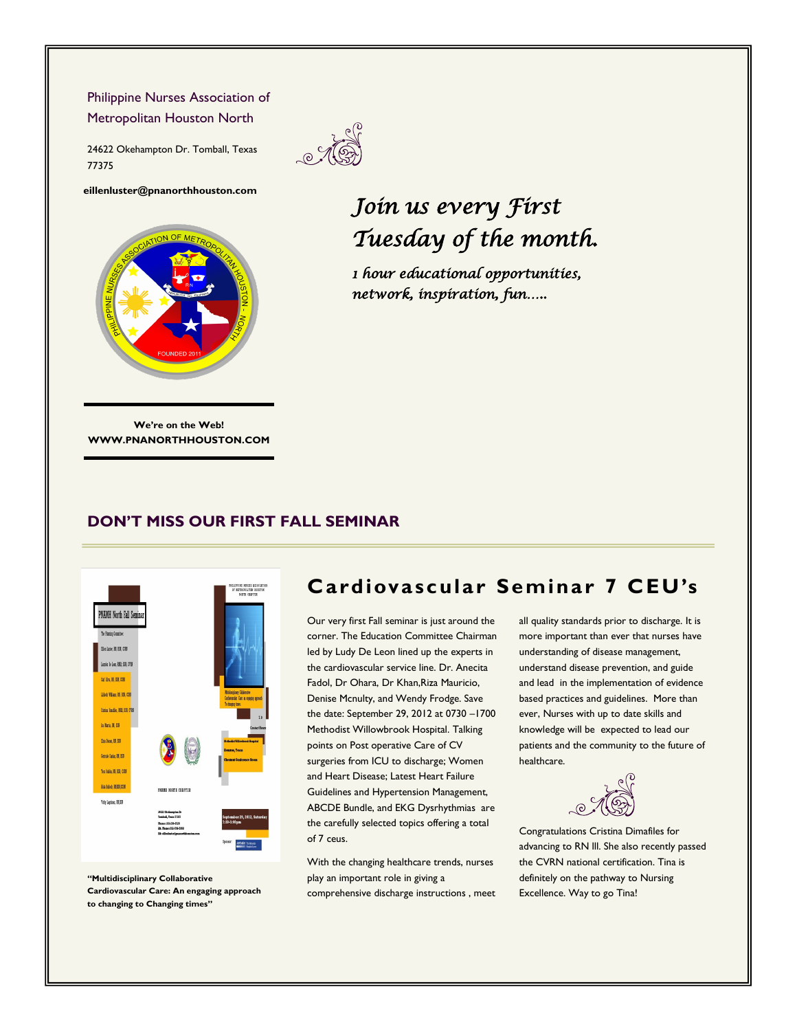Philippine Nurses Association of Metropolitan Houston North

24622 Okehampton Dr. Tomball, Texas 77375

**eillenluster@pnanorthhouston.com**

*Join us every First Tuesday of the month.*

*1 hour educational opportunities, network, inspiration, fun…..*

**We're on the Web!**
**WWW.PNANORTHHOUSTON.COM**

## DON'T MISS OUR FIRST FALL SEMINAR

**"Multidisciplinary Collaborative Cardiovascular Care: An engaging approach to changing to Changing times"**

## Cardiovascular Seminar 7 CEU's

Our very first Fall seminar is just around the corner. The Education Committee Chairman led by Ludy De Leon lined up the experts in the cardiovascular service line. Dr. Anecita Fadol, Dr Ohara, Dr Khan,Riza Mauricio, Denise Mcnulty, and Wendy Frodge. Save the date: September 29, 2012 at 0730 –1700 Methodist Willowbrook Hospital. Talking points on Post operative Care of CV surgeries from ICU to discharge; Women and Heart Disease; Latest Heart Failure Guidelines and Hypertension Management, ABCDE Bundle, and EKG Dysrhythmias are the carefully selected topics offering a total of 7 ceus.

With the changing healthcare trends, nurses play an important role in giving a comprehensive discharge instructions , meet all quality standards prior to discharge. It is more important than ever that nurses have understanding of disease management, understand disease prevention, and guide and lead in the implementation of evidence based practices and guidelines. More than ever, Nurses with up to date skills and knowledge will be expected to lead our patients and the community to the future of healthcare.

Congratulations Cristina Dimafiles for advancing to RN lll. She also recently passed the CVRN national certification. Tina is definitely on the pathway to Nursing Excellence. Way to go Tina!